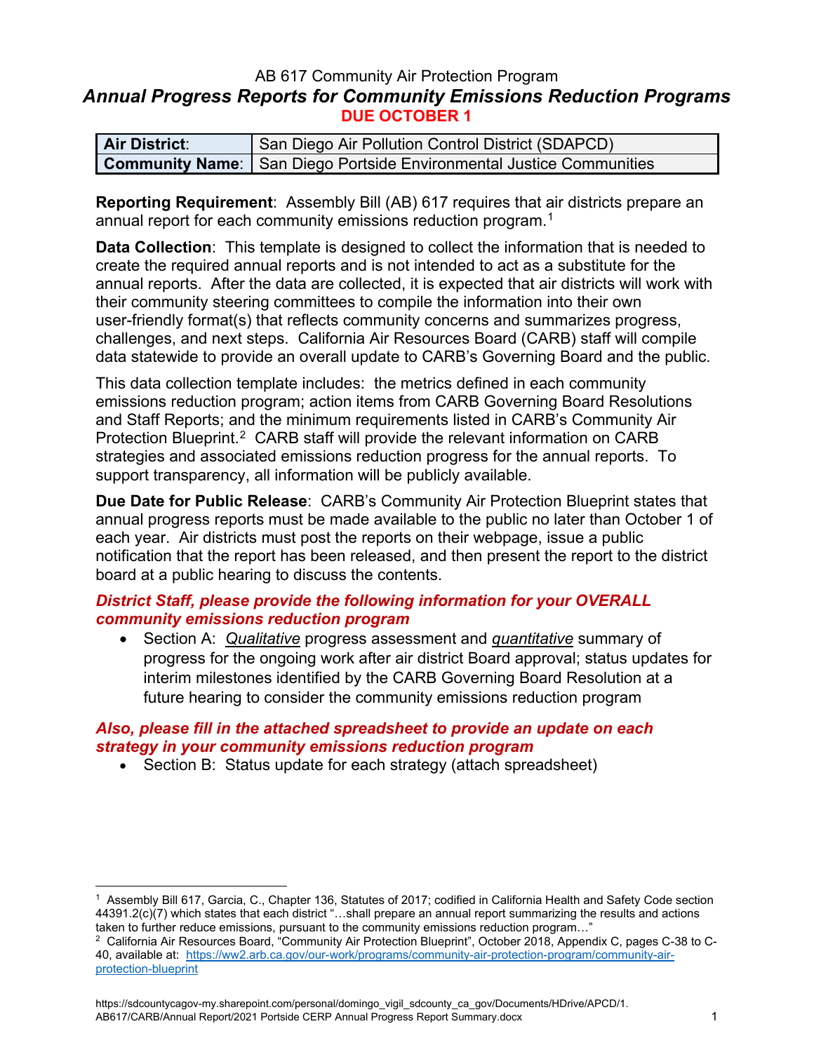# AB 617 Community Air Protection Program

## *Annual Progress Reports for Community Emissions Reduction Programs*

**DUE OCTOBER 1**

| **Air District**: | San Diego Air Pollution Control District (SDAPCD) |
|---|---|
| **Community Name**: | San Diego Portside Environmental Justice Communities |

**Reporting Requirement**: Assembly Bill (AB) 617 requires that air districts prepare an annual report for each community emissions reduction program.[1]

**Data Collection**: This template is designed to collect the information that is needed to create the required annual reports and is not intended to act as a substitute for the annual reports. After the data are collected, it is expected that air districts will work with their community steering committees to compile the information into their own user-friendly format(s) that reflects community concerns and summarizes progress, challenges, and next steps. California Air Resources Board (CARB) staff will compile data statewide to provide an overall update to CARB's Governing Board and the public.

This data collection template includes: the metrics defined in each community emissions reduction program; action items from CARB Governing Board Resolutions and Staff Reports; and the minimum requirements listed in CARB's Community Air Protection Blueprint.[2] CARB staff will provide the relevant information on CARB strategies and associated emissions reduction progress for the annual reports. To support transparency, all information will be publicly available.

**Due Date for Public Release**: CARB's Community Air Protection Blueprint states that annual progress reports must be made available to the public no later than October 1 of each year. Air districts must post the reports on their webpage, issue a public notification that the report has been released, and then present the report to the district board at a public hearing to discuss the contents.

***District Staff, please provide the following information for your OVERALL community emissions reduction program***

- Section A: *Qualitative* progress assessment and *quantitative* summary of progress for the ongoing work after air district Board approval; status updates for interim milestones identified by the CARB Governing Board Resolution at a future hearing to consider the community emissions reduction program

***Also, please fill in the attached spreadsheet to provide an update on each strategy in your community emissions reduction program***

- Section B: Status update for each strategy (attach spreadsheet)

---

[1] Assembly Bill 617, Garcia, C., Chapter 136, Statutes of 2017; codified in California Health and Safety Code section 44391.2(c)(7) which states that each district "…shall prepare an annual report summarizing the results and actions taken to further reduce emissions, pursuant to the community emissions reduction program…"

[2] California Air Resources Board, "Community Air Protection Blueprint", October 2018, Appendix C, pages C-38 to C-40, available at: https://ww2.arb.ca.gov/our-work/programs/community-air-protection-program/community-air-protection-blueprint

https://sdcountycagov-my.sharepoint.com/personal/domingo_vigil_sdcounty_ca_gov/Documents/HDrive/APCD/1. AB617/CARB/Annual Report/2021 Portside CERP Annual Progress Report Summary.docx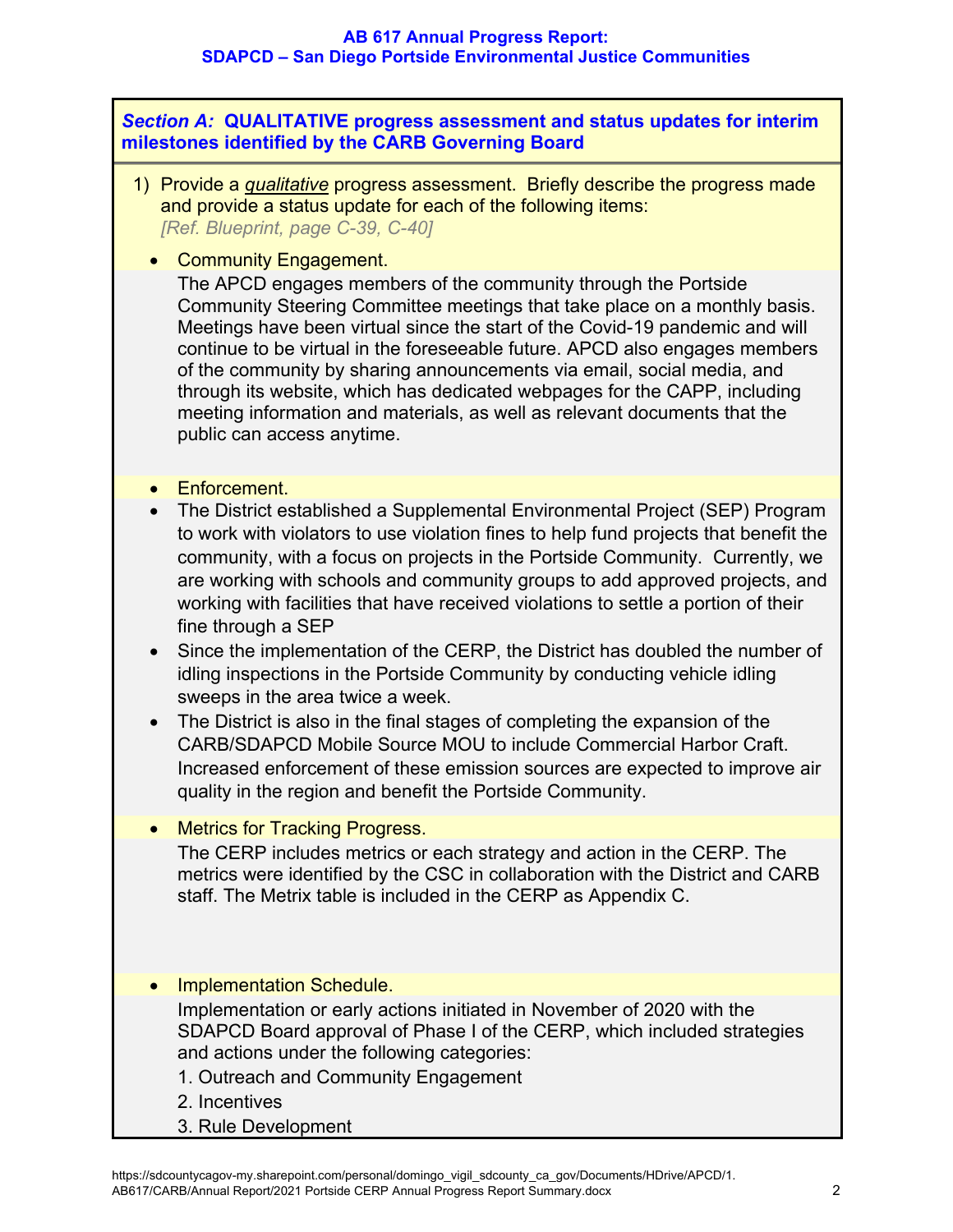**AB 617 Annual Progress Report:**
**SDAPCD – San Diego Portside Environmental Justice Communities**

### *Section A:* QUALITATIVE progress assessment and status updates for interim milestones identified by the CARB Governing Board

1) Provide a *qualitative* progress assessment. Briefly describe the progress made and provide a status update for each of the following items:
*[Ref. Blueprint, page C-39, C-40]*

- Community Engagement.

  The APCD engages members of the community through the Portside Community Steering Committee meetings that take place on a monthly basis. Meetings have been virtual since the start of the Covid-19 pandemic and will continue to be virtual in the foreseeable future. APCD also engages members of the community by sharing announcements via email, social media, and through its website, which has dedicated webpages for the CAPP, including meeting information and materials, as well as relevant documents that the public can access anytime.

- Enforcement.
- The District established a Supplemental Environmental Project (SEP) Program to work with violators to use violation fines to help fund projects that benefit the community, with a focus on projects in the Portside Community. Currently, we are working with schools and community groups to add approved projects, and working with facilities that have received violations to settle a portion of their fine through a SEP
- Since the implementation of the CERP, the District has doubled the number of idling inspections in the Portside Community by conducting vehicle idling sweeps in the area twice a week.
- The District is also in the final stages of completing the expansion of the CARB/SDAPCD Mobile Source MOU to include Commercial Harbor Craft. Increased enforcement of these emission sources are expected to improve air quality in the region and benefit the Portside Community.

- Metrics for Tracking Progress.

  The CERP includes metrics or each strategy and action in the CERP. The metrics were identified by the CSC in collaboration with the District and CARB staff. The Metrix table is included in the CERP as Appendix C.

- Implementation Schedule.

  Implementation or early actions initiated in November of 2020 with the SDAPCD Board approval of Phase I of the CERP, which included strategies and actions under the following categories:

  1. Outreach and Community Engagement
  2. Incentives
  3. Rule Development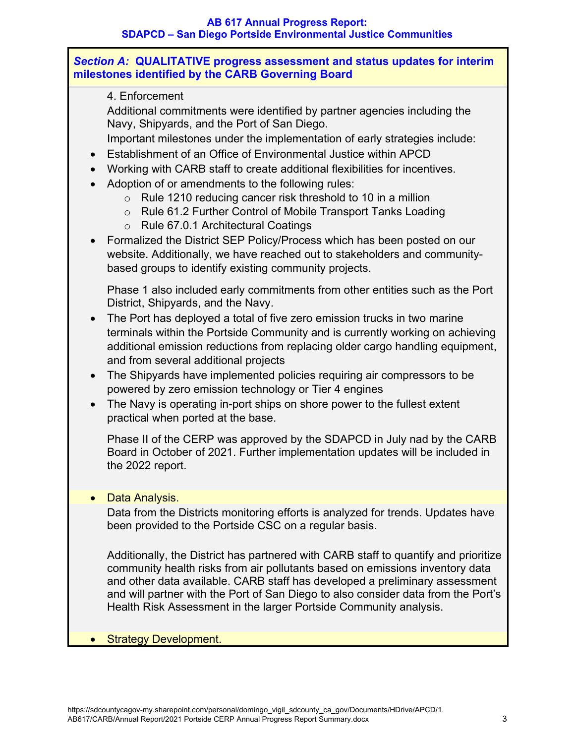## *Section A:* QUALITATIVE progress assessment and status updates for interim milestones identified by the CARB Governing Board

4. Enforcement

Additional commitments were identified by partner agencies including the Navy, Shipyards, and the Port of San Diego.

Important milestones under the implementation of early strategies include:

- Establishment of an Office of Environmental Justice within APCD
- Working with CARB staff to create additional flexibilities for incentives.
- Adoption of or amendments to the following rules:
  - Rule 1210 reducing cancer risk threshold to 10 in a million
  - Rule 61.2 Further Control of Mobile Transport Tanks Loading
  - Rule 67.0.1 Architectural Coatings
- Formalized the District SEP Policy/Process which has been posted on our website. Additionally, we have reached out to stakeholders and community-based groups to identify existing community projects.

Phase 1 also included early commitments from other entities such as the Port District, Shipyards, and the Navy.

- The Port has deployed a total of five zero emission trucks in two marine terminals within the Portside Community and is currently working on achieving additional emission reductions from replacing older cargo handling equipment, and from several additional projects
- The Shipyards have implemented policies requiring air compressors to be powered by zero emission technology or Tier 4 engines
- The Navy is operating in-port ships on shore power to the fullest extent practical when ported at the base.

Phase II of the CERP was approved by the SDAPCD in July nad by the CARB Board in October of 2021. Further implementation updates will be included in the 2022 report.

- Data Analysis.

Data from the Districts monitoring efforts is analyzed for trends. Updates have been provided to the Portside CSC on a regular basis.

Additionally, the District has partnered with CARB staff to quantify and prioritize community health risks from air pollutants based on emissions inventory data and other data available. CARB staff has developed a preliminary assessment and will partner with the Port of San Diego to also consider data from the Port's Health Risk Assessment in the larger Portside Community analysis.

- Strategy Development.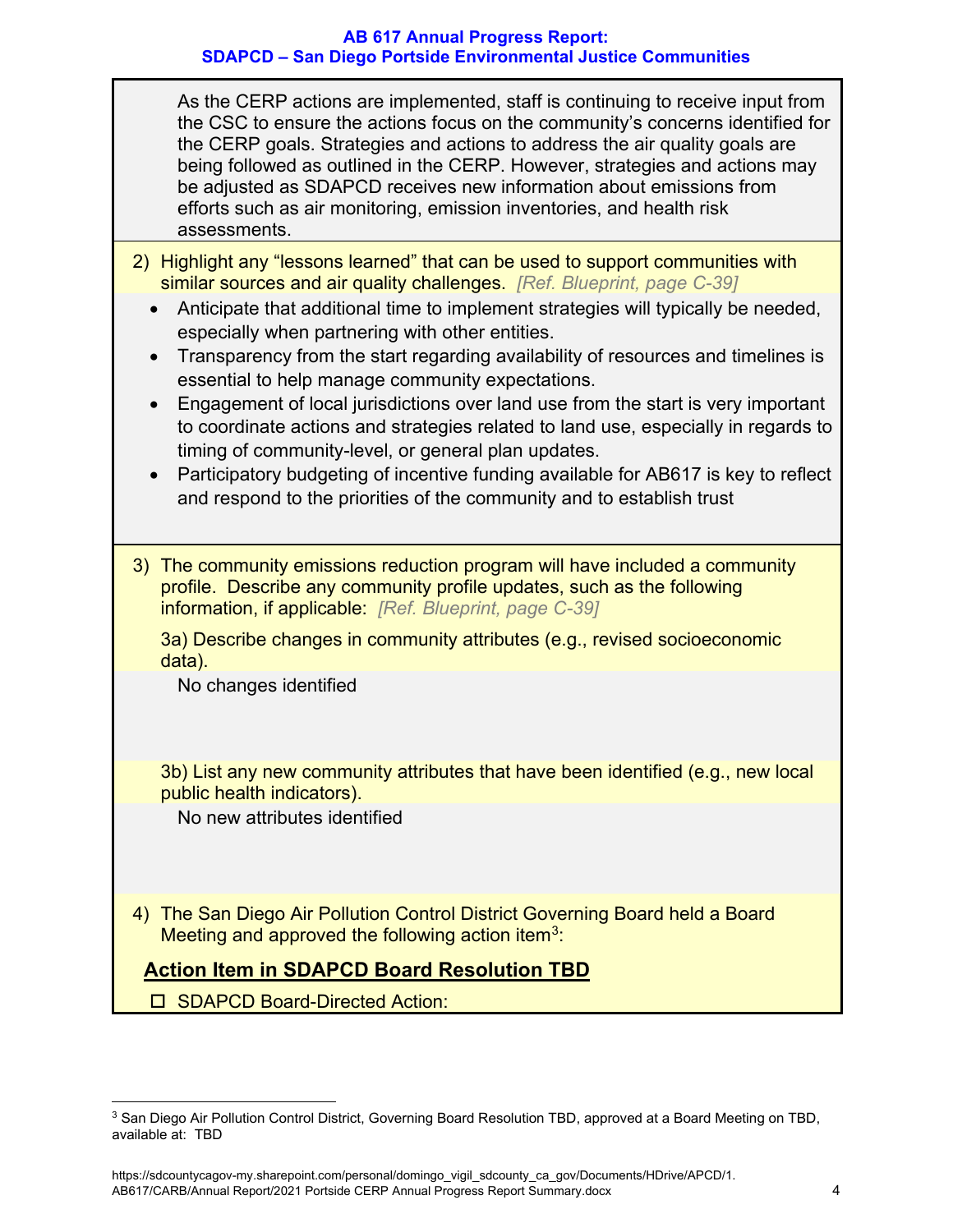As the CERP actions are implemented, staff is continuing to receive input from the CSC to ensure the actions focus on the community's concerns identified for the CERP goals. Strategies and actions to address the air quality goals are being followed as outlined in the CERP. However, strategies and actions may be adjusted as SDAPCD receives new information about emissions from efforts such as air monitoring, emission inventories, and health risk assessments.

2) Highlight any "lessons learned" that can be used to support communities with similar sources and air quality challenges. *[Ref. Blueprint, page C-39]*

- Anticipate that additional time to implement strategies will typically be needed, especially when partnering with other entities.
- Transparency from the start regarding availability of resources and timelines is essential to help manage community expectations.
- Engagement of local jurisdictions over land use from the start is very important to coordinate actions and strategies related to land use, especially in regards to timing of community-level, or general plan updates.
- Participatory budgeting of incentive funding available for AB617 is key to reflect and respond to the priorities of the community and to establish trust

3) The community emissions reduction program will have included a community profile. Describe any community profile updates, such as the following information, if applicable: *[Ref. Blueprint, page C-39]*

3a) Describe changes in community attributes (e.g., revised socioeconomic data).

No changes identified

3b) List any new community attributes that have been identified (e.g., new local public health indicators).

No new attributes identified

4) The San Diego Air Pollution Control District Governing Board held a Board Meeting and approved the following action item[3]:

**Action Item in SDAPCD Board Resolution TBD**

☐ SDAPCD Board-Directed Action:

[3] San Diego Air Pollution Control District, Governing Board Resolution TBD, approved at a Board Meeting on TBD, available at: TBD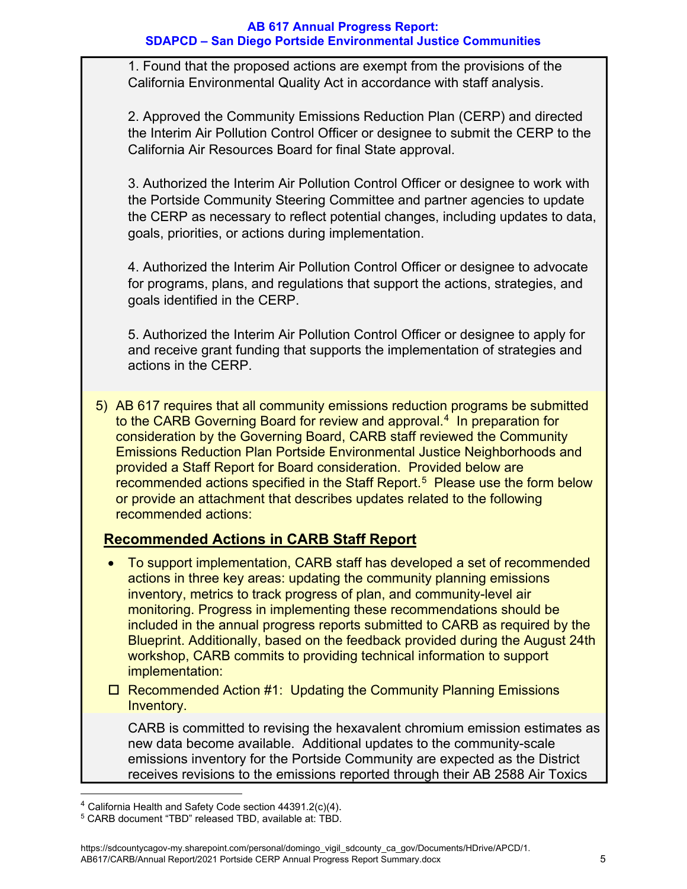1. Found that the proposed actions are exempt from the provisions of the California Environmental Quality Act in accordance with staff analysis.

2. Approved the Community Emissions Reduction Plan (CERP) and directed the Interim Air Pollution Control Officer or designee to submit the CERP to the California Air Resources Board for final State approval.

3. Authorized the Interim Air Pollution Control Officer or designee to work with the Portside Community Steering Committee and partner agencies to update the CERP as necessary to reflect potential changes, including updates to data, goals, priorities, or actions during implementation.

4. Authorized the Interim Air Pollution Control Officer or designee to advocate for programs, plans, and regulations that support the actions, strategies, and goals identified in the CERP.

5. Authorized the Interim Air Pollution Control Officer or designee to apply for and receive grant funding that supports the implementation of strategies and actions in the CERP.

5) AB 617 requires that all community emissions reduction programs be submitted to the CARB Governing Board for review and approval.[4] In preparation for consideration by the Governing Board, CARB staff reviewed the Community Emissions Reduction Plan Portside Environmental Justice Neighborhoods and provided a Staff Report for Board consideration. Provided below are recommended actions specified in the Staff Report.[5] Please use the form below or provide an attachment that describes updates related to the following recommended actions:

## Recommended Actions in CARB Staff Report

- To support implementation, CARB staff has developed a set of recommended actions in three key areas: updating the community planning emissions inventory, metrics to track progress of plan, and community-level air monitoring. Progress in implementing these recommendations should be included in the annual progress reports submitted to CARB as required by the Blueprint. Additionally, based on the feedback provided during the August 24th workshop, CARB commits to providing technical information to support implementation:

☐ Recommended Action #1: Updating the Community Planning Emissions Inventory.

CARB is committed to revising the hexavalent chromium emission estimates as new data become available. Additional updates to the community-scale emissions inventory for the Portside Community are expected as the District receives revisions to the emissions reported through their AB 2588 Air Toxics

---

[4] California Health and Safety Code section 44391.2(c)(4).

[5] CARB document "TBD" released TBD, available at: TBD.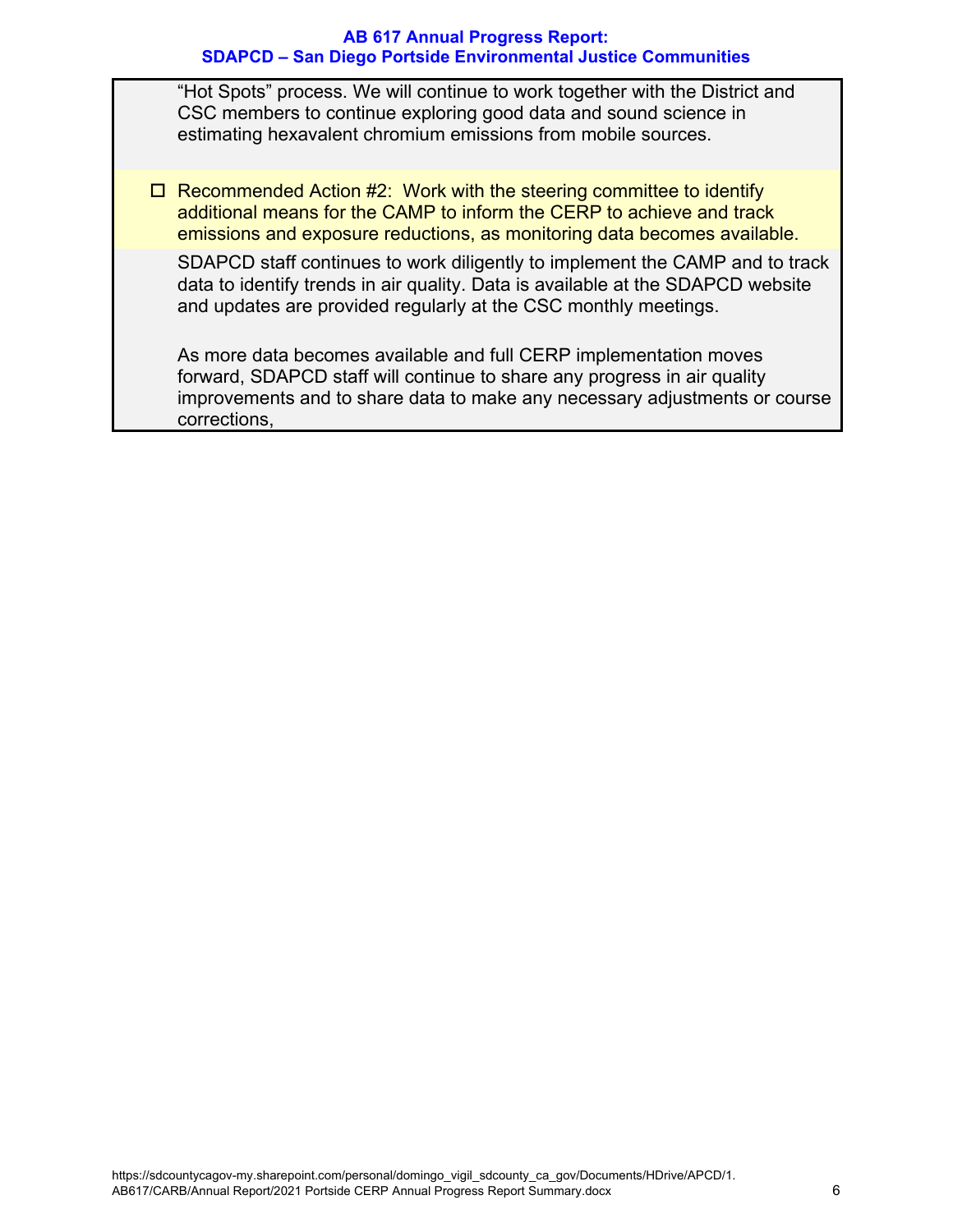"Hot Spots" process. We will continue to work together with the District and CSC members to continue exploring good data and sound science in estimating hexavalent chromium emissions from mobile sources.

☐ Recommended Action #2: Work with the steering committee to identify additional means for the CAMP to inform the CERP to achieve and track emissions and exposure reductions, as monitoring data becomes available.

SDAPCD staff continues to work diligently to implement the CAMP and to track data to identify trends in air quality. Data is available at the SDAPCD website and updates are provided regularly at the CSC monthly meetings.

As more data becomes available and full CERP implementation moves forward, SDAPCD staff will continue to share any progress in air quality improvements and to share data to make any necessary adjustments or course corrections,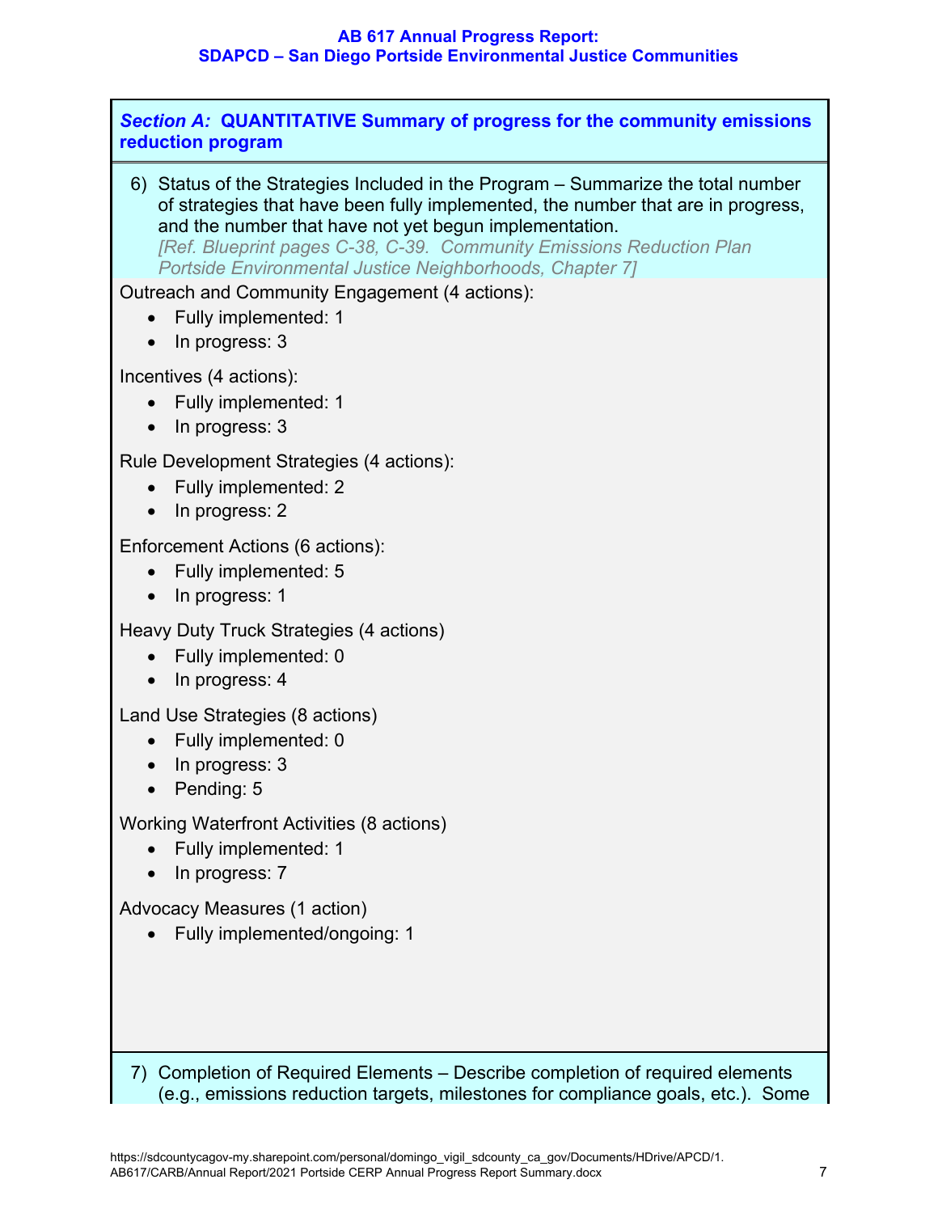*Section A:* **QUANTITATIVE Summary of progress for the community emissions reduction program**

6) Status of the Strategies Included in the Program – Summarize the total number of strategies that have been fully implemented, the number that are in progress, and the number that have not yet begun implementation.
*[Ref. Blueprint pages C-38, C-39. Community Emissions Reduction Plan Portside Environmental Justice Neighborhoods, Chapter 7]*

Outreach and Community Engagement (4 actions):

- Fully implemented: 1
- In progress: 3

Incentives (4 actions):

- Fully implemented: 1
- In progress: 3

Rule Development Strategies (4 actions):

- Fully implemented: 2
- In progress: 2

Enforcement Actions (6 actions):

- Fully implemented: 5
- In progress: 1

Heavy Duty Truck Strategies (4 actions)

- Fully implemented: 0
- In progress: 4

Land Use Strategies (8 actions)

- Fully implemented: 0
- In progress: 3
- Pending: 5

Working Waterfront Activities (8 actions)

- Fully implemented: 1
- In progress: 7

Advocacy Measures (1 action)

- Fully implemented/ongoing: 1

7) Completion of Required Elements – Describe completion of required elements (e.g., emissions reduction targets, milestones for compliance goals, etc.). Some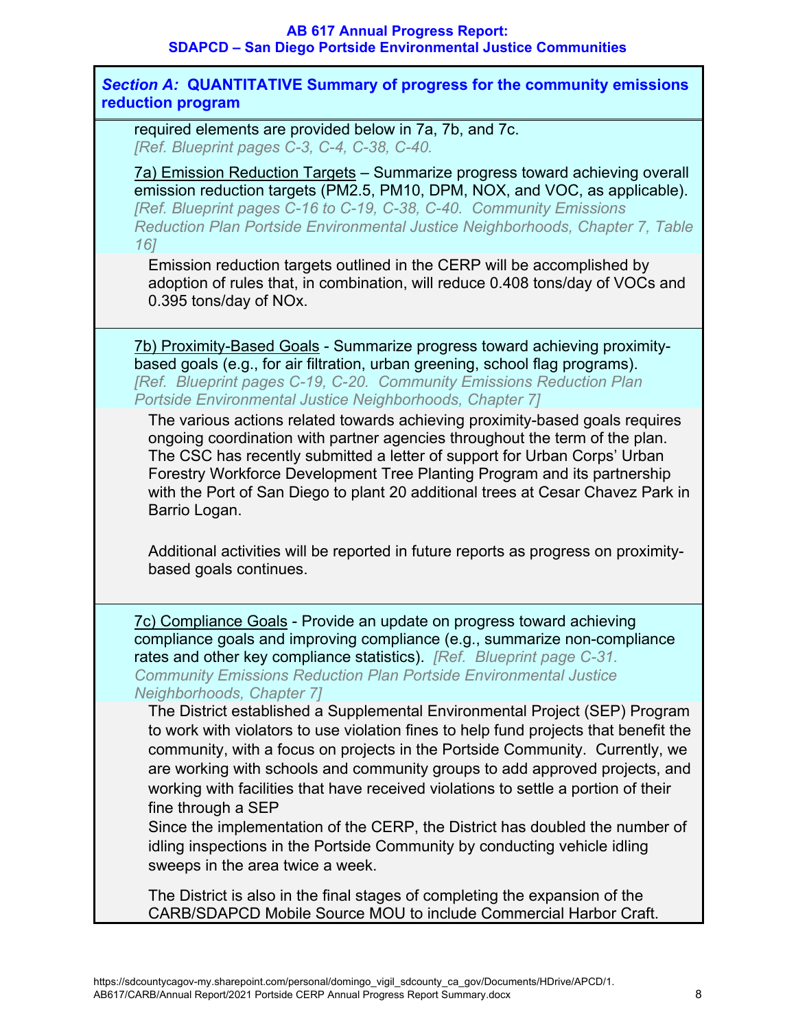### *Section A:* QUANTITATIVE Summary of progress for the community emissions reduction program

required elements are provided below in 7a, 7b, and 7c.
*[Ref. Blueprint pages C-3, C-4, C-38, C-40.*

7a) Emission Reduction Targets – Summarize progress toward achieving overall emission reduction targets (PM2.5, PM10, DPM, NOX, and VOC, as applicable). *[Ref. Blueprint pages C-16 to C-19, C-38, C-40. Community Emissions Reduction Plan Portside Environmental Justice Neighborhoods, Chapter 7, Table 16]*

Emission reduction targets outlined in the CERP will be accomplished by adoption of rules that, in combination, will reduce 0.408 tons/day of VOCs and 0.395 tons/day of NOx.

7b) Proximity-Based Goals - Summarize progress toward achieving proximity-based goals (e.g., for air filtration, urban greening, school flag programs). *[Ref. Blueprint pages C-19, C-20. Community Emissions Reduction Plan Portside Environmental Justice Neighborhoods, Chapter 7]*

The various actions related towards achieving proximity-based goals requires ongoing coordination with partner agencies throughout the term of the plan. The CSC has recently submitted a letter of support for Urban Corps' Urban Forestry Workforce Development Tree Planting Program and its partnership with the Port of San Diego to plant 20 additional trees at Cesar Chavez Park in Barrio Logan.

Additional activities will be reported in future reports as progress on proximity-based goals continues.

7c) Compliance Goals - Provide an update on progress toward achieving compliance goals and improving compliance (e.g., summarize non-compliance rates and other key compliance statistics). *[Ref. Blueprint page C-31. Community Emissions Reduction Plan Portside Environmental Justice Neighborhoods, Chapter 7]*

The District established a Supplemental Environmental Project (SEP) Program to work with violators to use violation fines to help fund projects that benefit the community, with a focus on projects in the Portside Community. Currently, we are working with schools and community groups to add approved projects, and working with facilities that have received violations to settle a portion of their fine through a SEP

Since the implementation of the CERP, the District has doubled the number of idling inspections in the Portside Community by conducting vehicle idling sweeps in the area twice a week.

The District is also in the final stages of completing the expansion of the CARB/SDAPCD Mobile Source MOU to include Commercial Harbor Craft.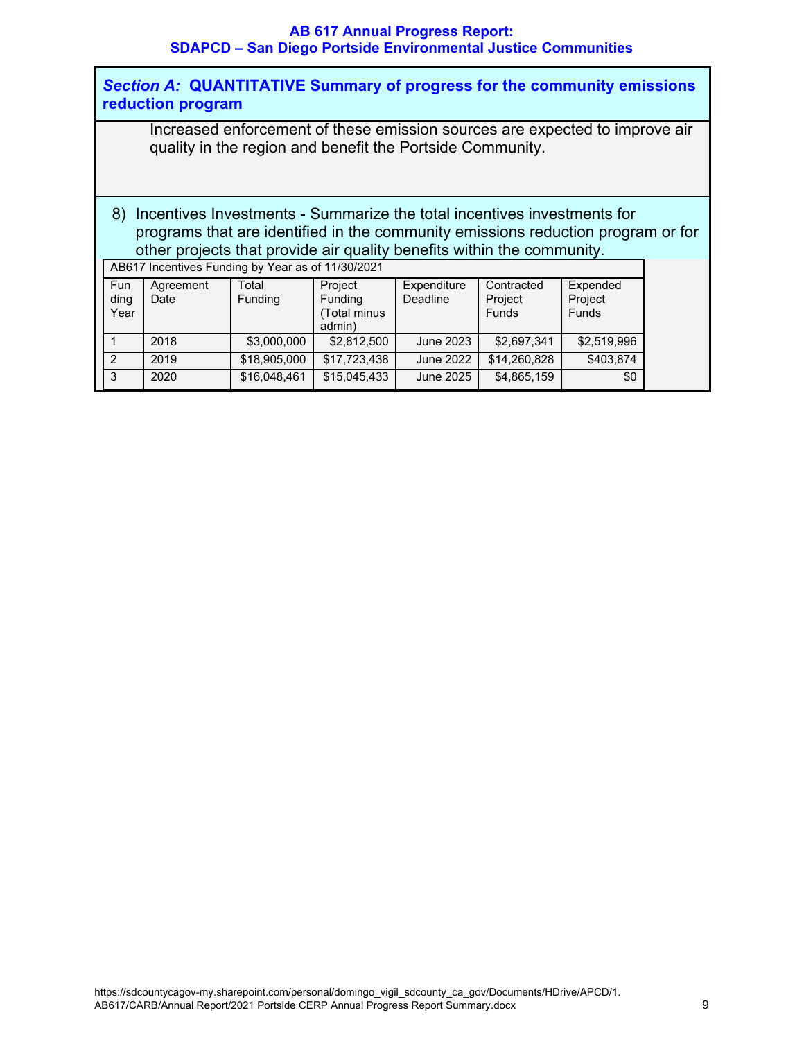### *Section A:* QUANTITATIVE Summary of progress for the community emissions reduction program

Increased enforcement of these emission sources are expected to improve air quality in the region and benefit the Portside Community.

8) Incentives Investments - Summarize the total incentives investments for programs that are identified in the community emissions reduction program or for other projects that provide air quality benefits within the community.

AB617 Incentives Funding by Year as of 11/30/2021

| Funding Year | Agreement Date | Total Funding | Project Funding (Total minus admin) | Expenditure Deadline | Contracted Project Funds | Expended Project Funds |
|---|---|---|---|---|---|---|
| 1 | 2018 | $3,000,000 | $2,812,500 | June 2023 | $2,697,341 | $2,519,996 |
| 2 | 2019 | $18,905,000 | $17,723,438 | June 2022 | $14,260,828 | $403,874 |
| 3 | 2020 | $16,048,461 | $15,045,433 | June 2025 | $4,865,159 | $0 |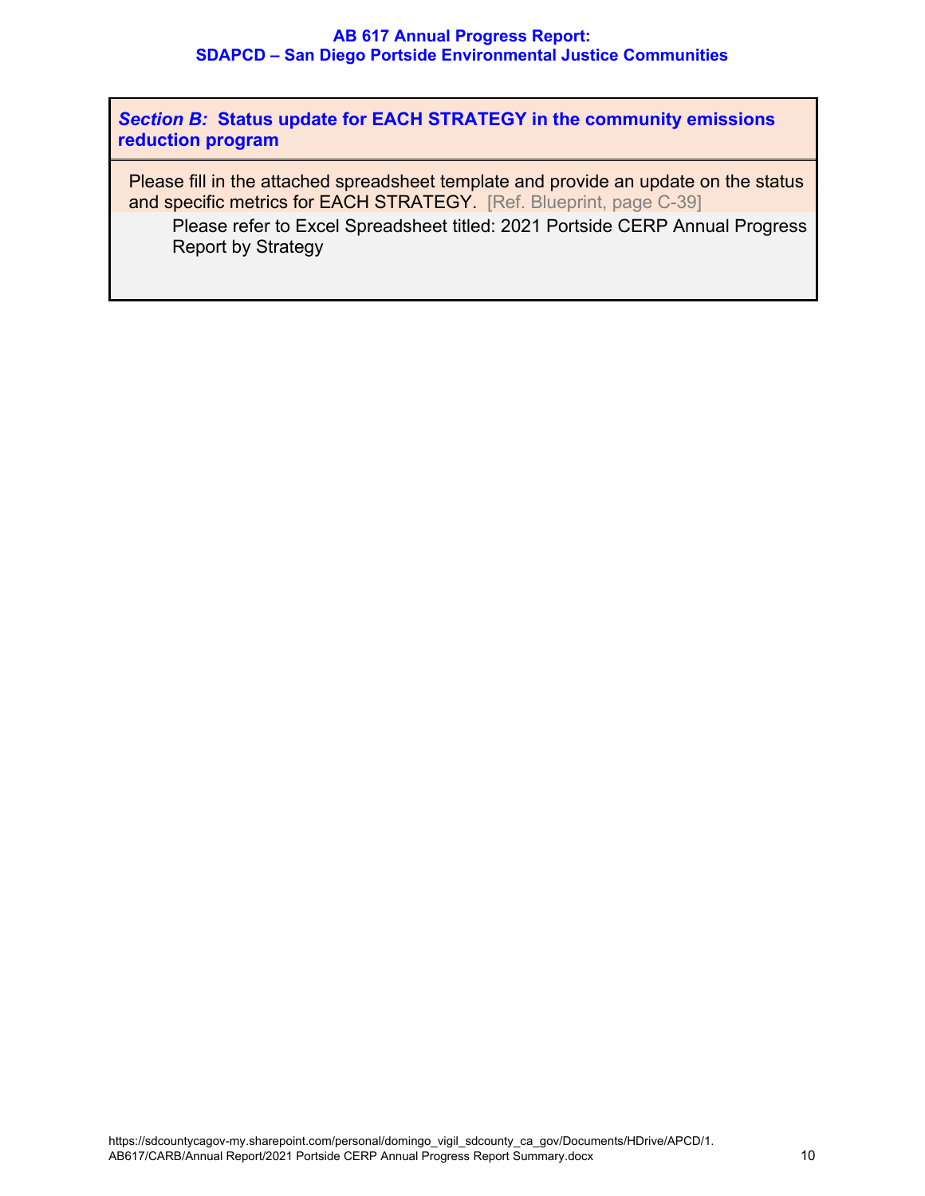### *Section B:* Status update for EACH STRATEGY in the community emissions reduction program

Please fill in the attached spreadsheet template and provide an update on the status and specific metrics for EACH STRATEGY. [Ref. Blueprint, page C-39]

Please refer to Excel Spreadsheet titled: 2021 Portside CERP Annual Progress Report by Strategy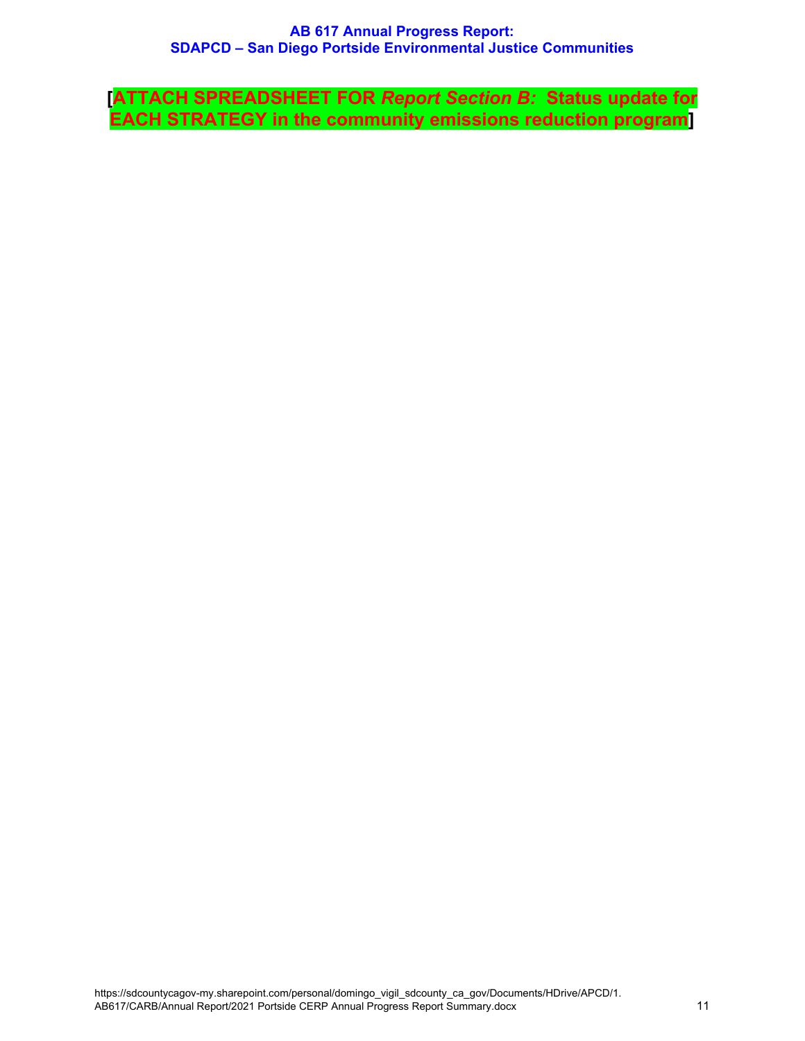[**ATTACH SPREADSHEET FOR *Report Section B:* Status update for EACH STRATEGY in the community emissions reduction program**]